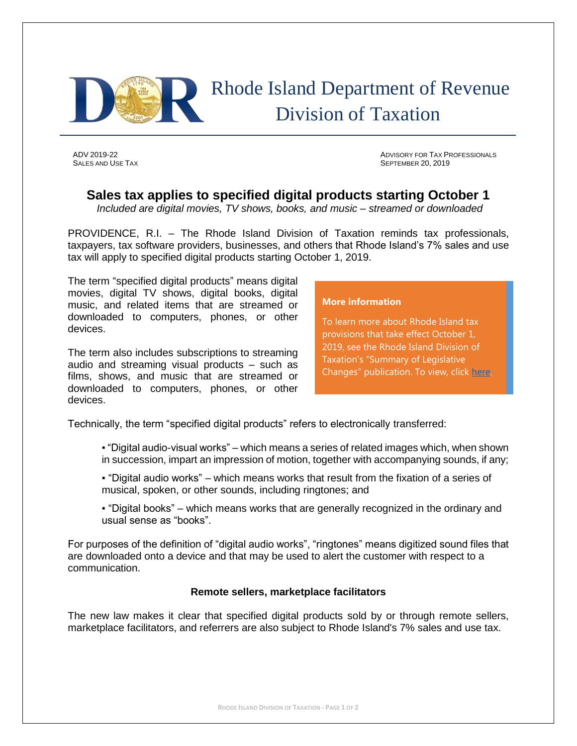# Rhode Island Department of Revenue
## Division of Taxation

ADV 2019-22
SALES AND USE TAX

ADVISORY FOR TAX PROFESSIONALS
SEPTEMBER 20, 2019

## Sales tax applies to specified digital products starting October 1

*Included are digital movies, TV shows, books, and music – streamed or downloaded*

PROVIDENCE, R.I. – The Rhode Island Division of Taxation reminds tax professionals, taxpayers, tax software providers, businesses, and others that Rhode Island's 7% sales and use tax will apply to specified digital products starting October 1, 2019.

The term "specified digital products" means digital movies, digital TV shows, digital books, digital music, and related items that are streamed or downloaded to computers, phones, or other devices.

The term also includes subscriptions to streaming audio and streaming visual products – such as films, shows, and music that are streamed or downloaded to computers, phones, or other devices.

> **More information**
>
> To learn more about Rhode Island tax provisions that take effect October 1, 2019, see the Rhode Island Division of Taxation's "Summary of Legislative Changes" publication. To view, click here.

Technically, the term "specified digital products" refers to electronically transferred:

- "Digital audio-visual works" – which means a series of related images which, when shown in succession, impart an impression of motion, together with accompanying sounds, if any;
- "Digital audio works" – which means works that result from the fixation of a series of musical, spoken, or other sounds, including ringtones; and
- "Digital books" – which means works that are generally recognized in the ordinary and usual sense as "books".

For purposes of the definition of "digital audio works", "ringtones" means digitized sound files that are downloaded onto a device and that may be used to alert the customer with respect to a communication.

### Remote sellers, marketplace facilitators

The new law makes it clear that specified digital products sold by or through remote sellers, marketplace facilitators, and referrers are also subject to Rhode Island's 7% sales and use tax.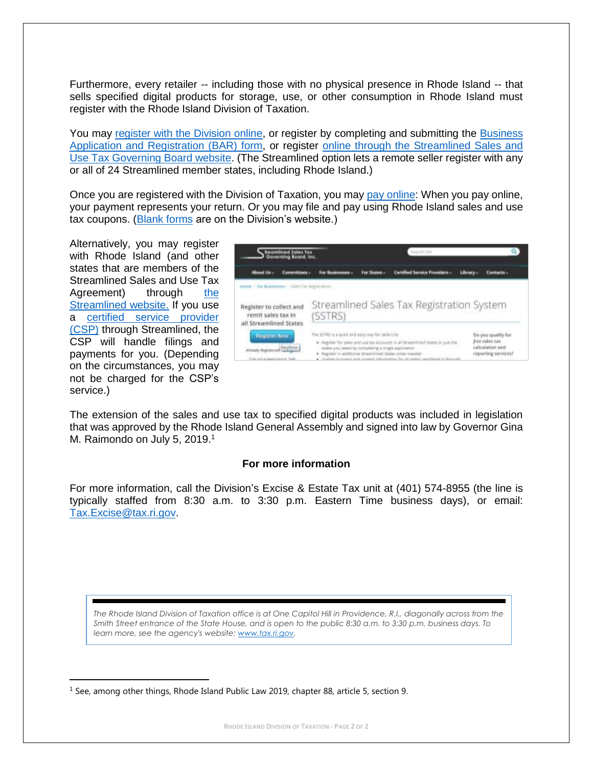Furthermore, every retailer -- including those with no physical presence in Rhode Island -- that sells specified digital products for storage, use, or other consumption in Rhode Island must register with the Rhode Island Division of Taxation.

You may register with the Division online, or register by completing and submitting the Business Application and Registration (BAR) form, or register online through the Streamlined Sales and Use Tax Governing Board website. (The Streamlined option lets a remote seller register with any or all of 24 Streamlined member states, including Rhode Island.)

Once you are registered with the Division of Taxation, you may pay online: When you pay online, your payment represents your return. Or you may file and pay using Rhode Island sales and use tax coupons. (Blank forms are on the Division's website.)

Alternatively, you may register with Rhode Island (and other states that are members of the Streamlined Sales and Use Tax Agreement) through the Streamlined website. If you use a certified service provider (CSP) through Streamlined, the CSP will handle filings and payments for you. (Depending on the circumstances, you may not be charged for the CSP's service.)

The extension of the sales and use tax to specified digital products was included in legislation that was approved by the Rhode Island General Assembly and signed into law by Governor Gina M. Raimondo on July 5, 2019.[1]

**For more information**

For more information, call the Division's Excise & Estate Tax unit at (401) 574-8955 (the line is typically staffed from 8:30 a.m. to 3:30 p.m. Eastern Time business days), or email: Tax.Excise@tax.ri.gov.

*The Rhode Island Division of Taxation office is at One Capitol Hill in Providence, R.I., diagonally across from the Smith Street entrance of the State House, and is open to the public 8:30 a.m. to 3:30 p.m. business days. To learn more, see the agency's website: www.tax.ri.gov.*

[1] See, among other things, Rhode Island Public Law 2019, chapter 88, article 5, section 9.